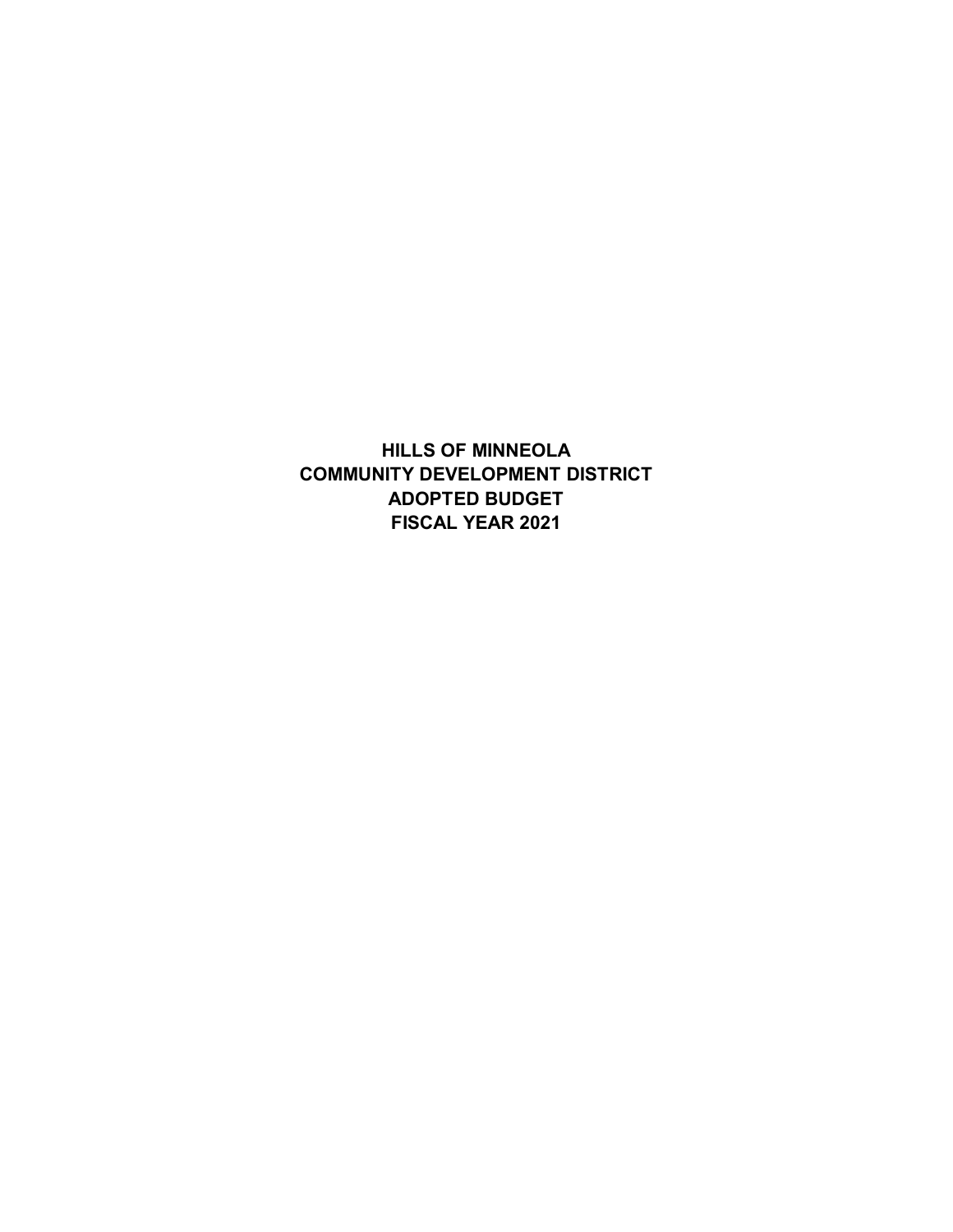# HILLS OF MINNEOLA
# COMMUNITY DEVELOPMENT DISTRICT
# ADOPTED BUDGET
# FISCAL YEAR 2021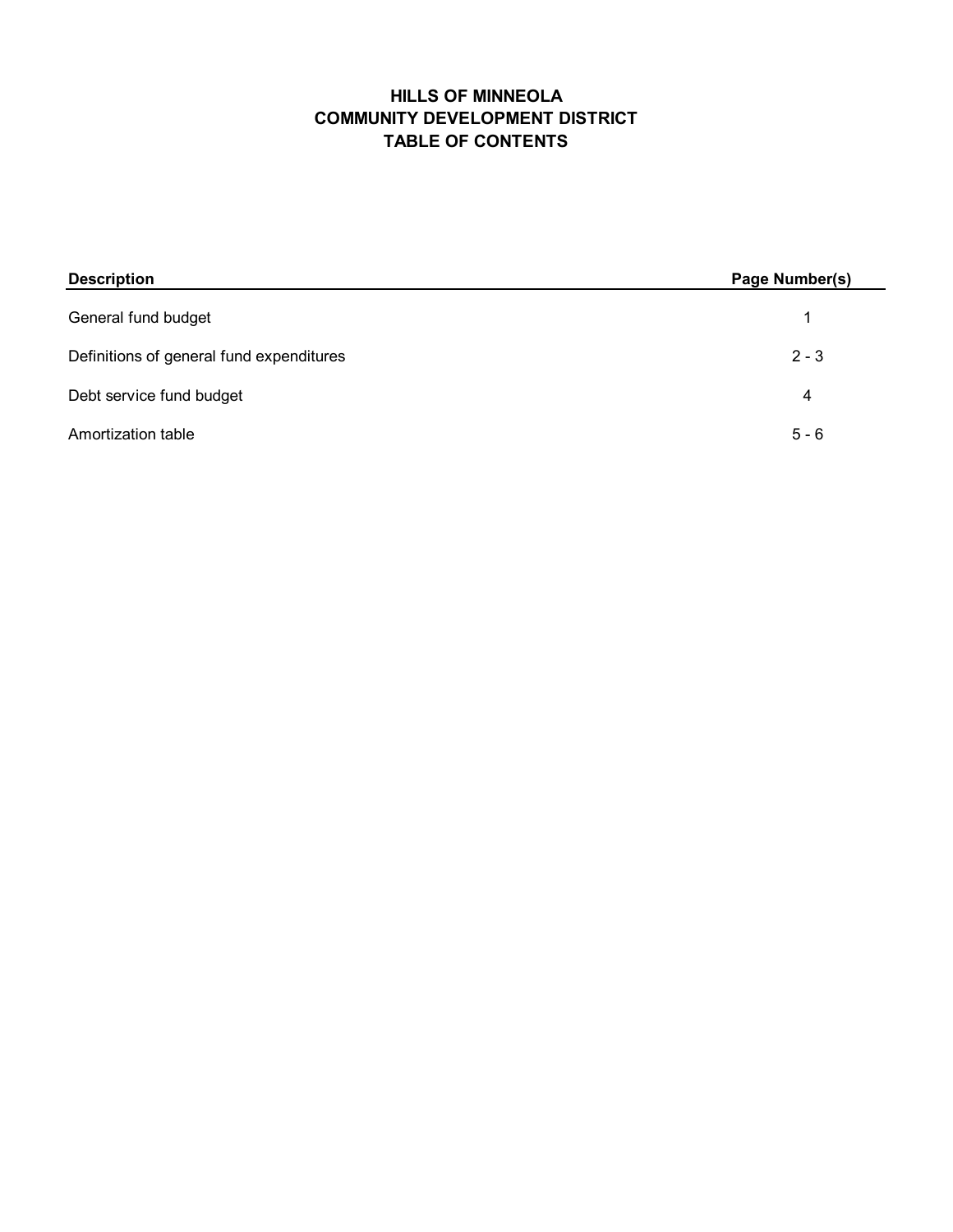# HILLS OF MINNEOLA
# COMMUNITY DEVELOPMENT DISTRICT
# TABLE OF CONTENTS

| Description | Page Number(s) |
|---|---|
| General fund budget | 1 |
| Definitions of general fund expenditures | 2 - 3 |
| Debt service fund budget | 4 |
| Amortization table | 5 - 6 |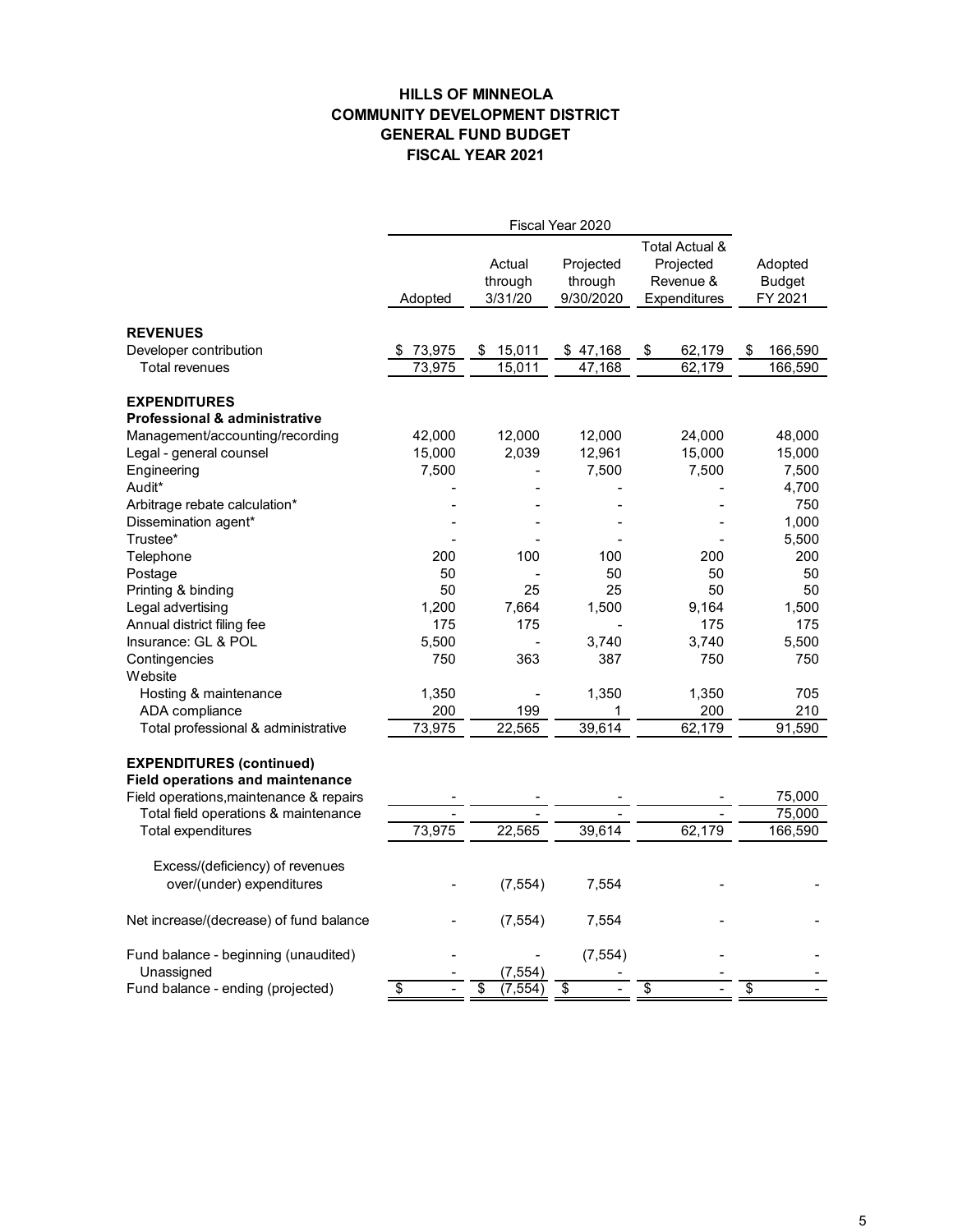# HILLS OF MINNEOLA
## COMMUNITY DEVELOPMENT DISTRICT
## GENERAL FUND BUDGET
## FISCAL YEAR 2021

| | Fiscal Year 2020 | | | | |
|---|---|---|---|---|---|
| | Adopted | Actual through 3/31/20 | Projected through 9/30/2020 | Total Actual & Projected Revenue & Expenditures | Adopted Budget FY 2021 |
| **REVENUES** | | | | | |
| Developer contribution | $ 73,975 | $ 15,011 | $ 47,168 | $ 62,179 | $ 166,590 |
| Total revenues | 73,975 | 15,011 | 47,168 | 62,179 | 166,590 |
| **EXPENDITURES** | | | | | |
| **Professional & administrative** | | | | | |
| Management/accounting/recording | 42,000 | 12,000 | 12,000 | 24,000 | 48,000 |
| Legal - general counsel | 15,000 | 2,039 | 12,961 | 15,000 | 15,000 |
| Engineering | 7,500 | - | 7,500 | 7,500 | 7,500 |
| Audit* | - | - | - | - | 4,700 |
| Arbitrage rebate calculation* | - | - | - | - | 750 |
| Dissemination agent* | - | - | - | - | 1,000 |
| Trustee* | - | - | - | - | 5,500 |
| Telephone | 200 | 100 | 100 | 200 | 200 |
| Postage | 50 | - | 50 | 50 | 50 |
| Printing & binding | 50 | 25 | 25 | 50 | 50 |
| Legal advertising | 1,200 | 7,664 | 1,500 | 9,164 | 1,500 |
| Annual district filing fee | 175 | 175 | - | 175 | 175 |
| Insurance: GL & POL | 5,500 | - | 3,740 | 3,740 | 5,500 |
| Contingencies | 750 | 363 | 387 | 750 | 750 |
| Website | | | | | |
| Hosting & maintenance | 1,350 | - | 1,350 | 1,350 | 705 |
| ADA compliance | 200 | 199 | 1 | 200 | 210 |
| Total professional & administrative | 73,975 | 22,565 | 39,614 | 62,179 | 91,590 |
| **EXPENDITURES (continued)** | | | | | |
| **Field operations and maintenance** | | | | | |
| Field operations,maintenance & repairs | - | - | - | - | 75,000 |
| Total field operations & maintenance | - | - | - | - | 75,000 |
| Total expenditures | 73,975 | 22,565 | 39,614 | 62,179 | 166,590 |
| Excess/(deficiency) of revenues over/(under) expenditures | - | (7,554) | 7,554 | - | - |
| Net increase/(decrease) of fund balance | - | (7,554) | 7,554 | - | - |
| Fund balance - beginning (unaudited) | - | - | (7,554) | - | - |
| Unassigned | - | (7,554) | - | - | - |
| Fund balance - ending (projected) | $ - | $ (7,554) | $ - | $ - | $ - |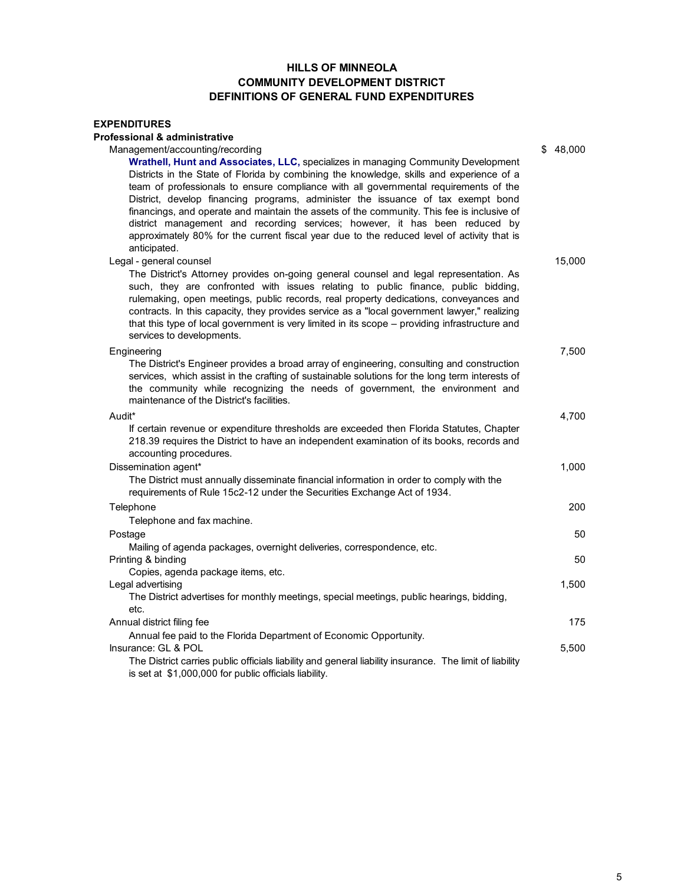# HILLS OF MINNEOLA
## COMMUNITY DEVELOPMENT DISTRICT
## DEFINITIONS OF GENERAL FUND EXPENDITURES

**EXPENDITURES**

**Professional & administrative**

| | |
|---|---|
| Management/accounting/recording | $ 48,000 |
| **Wrathell, Hunt and Associates, LLC,** specializes in managing Community Development Districts in the State of Florida by combining the knowledge, skills and experience of a team of professionals to ensure compliance with all governmental requirements of the District, develop financing programs, administer the issuance of tax exempt bond financings, and operate and maintain the assets of the community. This fee is inclusive of district management and recording services; however, it has been reduced by approximately 80% for the current fiscal year due to the reduced level of activity that is anticipated. | |
| Legal - general counsel | 15,000 |
| The District's Attorney provides on-going general counsel and legal representation. As such, they are confronted with issues relating to public finance, public bidding, rulemaking, open meetings, public records, real property dedications, conveyances and contracts. In this capacity, they provides service as a "local government lawyer," realizing that this type of local government is very limited in its scope – providing infrastructure and services to developments. | |
| Engineering | 7,500 |
| The District's Engineer provides a broad array of engineering, consulting and construction services, which assist in the crafting of sustainable solutions for the long term interests of the community while recognizing the needs of government, the environment and maintenance of the District's facilities. | |
| Audit* | 4,700 |
| If certain revenue or expenditure thresholds are exceeded then Florida Statutes, Chapter 218.39 requires the District to have an independent examination of its books, records and accounting procedures. | |
| Dissemination agent* | 1,000 |
| The District must annually disseminate financial information in order to comply with the requirements of Rule 15c2-12 under the Securities Exchange Act of 1934. | |
| Telephone | 200 |
| Telephone and fax machine. | |
| Postage | 50 |
| Mailing of agenda packages, overnight deliveries, correspondence, etc. | |
| Printing & binding | 50 |
| Copies, agenda package items, etc. | |
| Legal advertising | 1,500 |
| The District advertises for monthly meetings, special meetings, public hearings, bidding, etc. | |
| Annual district filing fee | 175 |
| Annual fee paid to the Florida Department of Economic Opportunity. | |
| Insurance: GL & POL | 5,500 |
| The District carries public officials liability and general liability insurance. The limit of liability is set at $1,000,000 for public officials liability. | |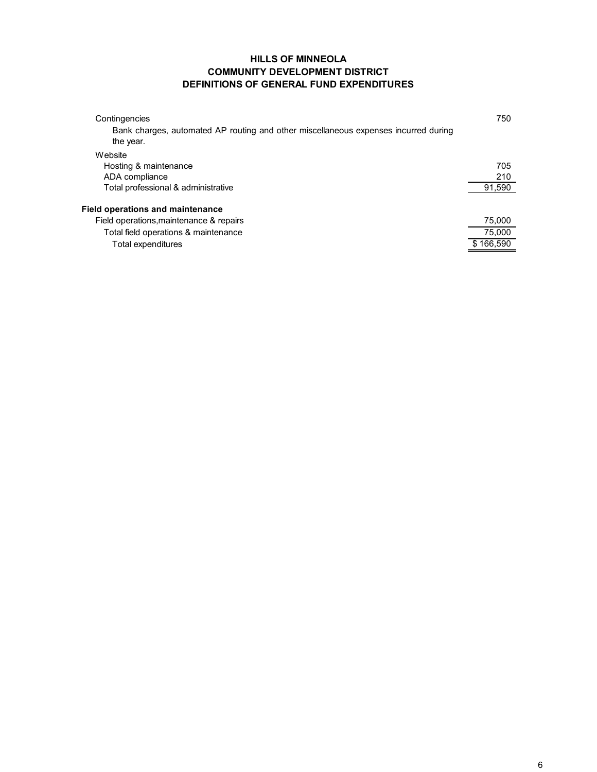# HILLS OF MINNEOLA
## COMMUNITY DEVELOPMENT DISTRICT
## DEFINITIONS OF GENERAL FUND EXPENDITURES

| | |
|---|---|
| Contingencies | 750 |
| Bank charges, automated AP routing and other miscellaneous expenses incurred during the year. | |
| Website | |
| Hosting & maintenance | 705 |
| ADA compliance | 210 |
| Total professional & administrative | 91,590 |
| | |
| **Field operations and maintenance** | |
| Field operations,maintenance & repairs | 75,000 |
| Total field operations & maintenance | 75,000 |
| Total expenditures | $ 166,590 |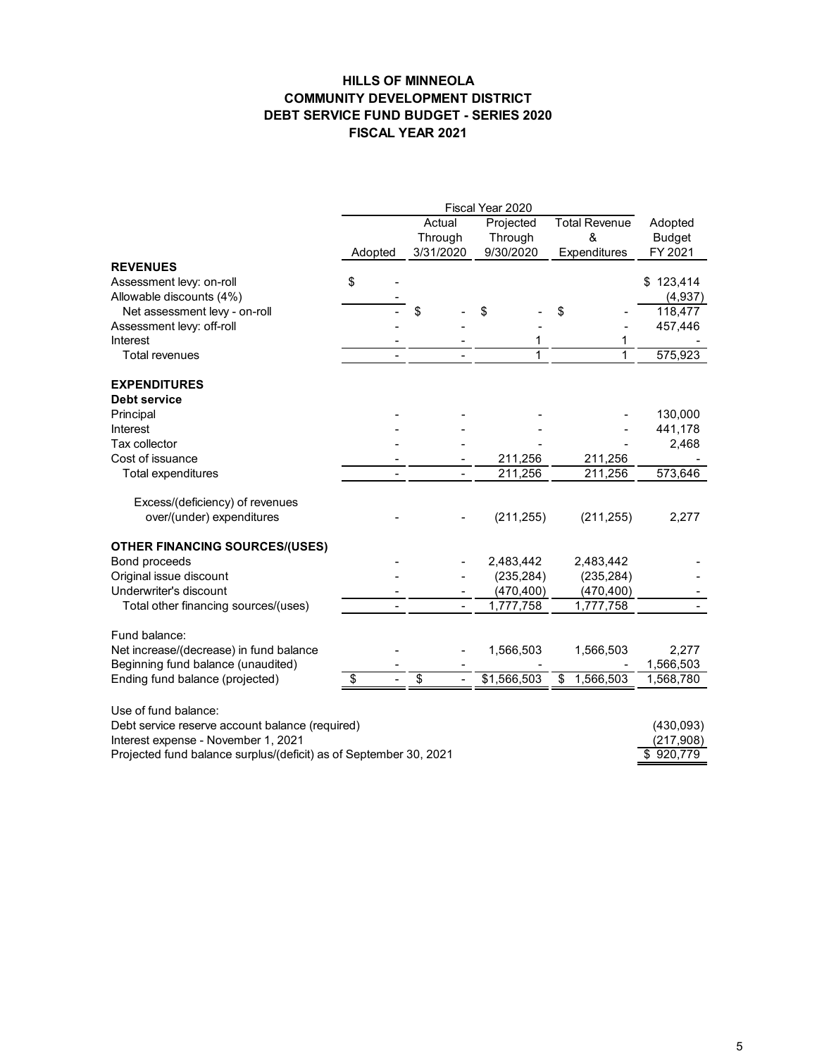# HILLS OF MINNEOLA
## COMMUNITY DEVELOPMENT DISTRICT
## DEBT SERVICE FUND BUDGET - SERIES 2020
## FISCAL YEAR 2021

| | Fiscal Year 2020 | | | | |
|---|---|---|---|---|---|
| | Adopted | Actual Through 3/31/2020 | Projected Through 9/30/2020 | Total Revenue & Expenditures | Adopted Budget FY 2021 |
| **REVENUES** | | | | | |
| Assessment levy: on-roll | $ - | | | | $ 123,414 |
| Allowable discounts (4%) | - | | | | (4,937) |
| Net assessment levy - on-roll | - | $ - | $ - | $ - | 118,477 |
| Assessment levy: off-roll | - | - | - | - | 457,446 |
| Interest | - | - | 1 | 1 | - |
| Total revenues | - | - | 1 | 1 | 575,923 |
| | | | | | |
| **EXPENDITURES** | | | | | |
| **Debt service** | | | | | |
| Principal | - | - | - | - | 130,000 |
| Interest | - | - | - | - | 441,178 |
| Tax collector | - | - | - | - | 2,468 |
| Cost of issuance | - | - | 211,256 | 211,256 | - |
| Total expenditures | - | - | 211,256 | 211,256 | 573,646 |
| | | | | | |
| Excess/(deficiency) of revenues over/(under) expenditures | - | - | (211,255) | (211,255) | 2,277 |
| | | | | | |
| **OTHER FINANCING SOURCES/(USES)** | | | | | |
| Bond proceeds | - | - | 2,483,442 | 2,483,442 | - |
| Original issue discount | - | - | (235,284) | (235,284) | - |
| Underwriter's discount | - | - | (470,400) | (470,400) | - |
| Total other financing sources/(uses) | - | - | 1,777,758 | 1,777,758 | - |
| | | | | | |
| Fund balance: | | | | | |
| Net increase/(decrease) in fund balance | - | - | 1,566,503 | 1,566,503 | 2,277 |
| Beginning fund balance (unaudited) | - | - | - | - | 1,566,503 |
| Ending fund balance (projected) | $ - | $ - | $1,566,503 | $ 1,566,503 | 1,568,780 |
| | | | | | |
| Use of fund balance: | | | | | |
| Debt service reserve account balance (required) | | | | | (430,093) |
| Interest expense - November 1, 2021 | | | | | (217,908) |
| Projected fund balance surplus/(deficit) as of September 30, 2021 | | | | | $ 920,779 |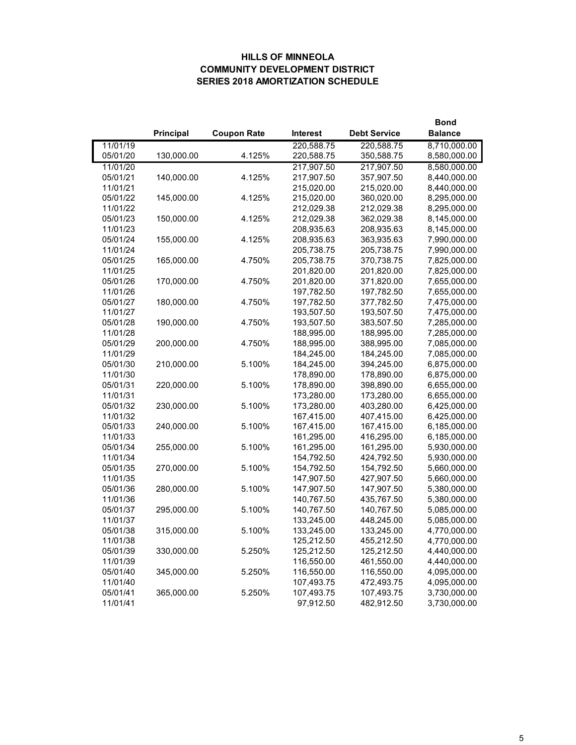**HILLS OF MINNEOLA**
**COMMUNITY DEVELOPMENT DISTRICT**
**SERIES 2018 AMORTIZATION SCHEDULE**

| | Principal | Coupon Rate | Interest | Debt Service | Bond Balance |
|---|---|---|---|---|---|
| 11/01/19 | | | 220,588.75 | 220,588.75 | 8,710,000.00 |
| 05/01/20 | 130,000.00 | 4.125% | 220,588.75 | 350,588.75 | 8,580,000.00 |
| 11/01/20 | | | 217,907.50 | 217,907.50 | 8,580,000.00 |
| 05/01/21 | 140,000.00 | 4.125% | 217,907.50 | 357,907.50 | 8,440,000.00 |
| 11/01/21 | | | 215,020.00 | 215,020.00 | 8,440,000.00 |
| 05/01/22 | 145,000.00 | 4.125% | 215,020.00 | 360,020.00 | 8,295,000.00 |
| 11/01/22 | | | 212,029.38 | 212,029.38 | 8,295,000.00 |
| 05/01/23 | 150,000.00 | 4.125% | 212,029.38 | 362,029.38 | 8,145,000.00 |
| 11/01/23 | | | 208,935.63 | 208,935.63 | 8,145,000.00 |
| 05/01/24 | 155,000.00 | 4.125% | 208,935.63 | 363,935.63 | 7,990,000.00 |
| 11/01/24 | | | 205,738.75 | 205,738.75 | 7,990,000.00 |
| 05/01/25 | 165,000.00 | 4.750% | 205,738.75 | 370,738.75 | 7,825,000.00 |
| 11/01/25 | | | 201,820.00 | 201,820.00 | 7,825,000.00 |
| 05/01/26 | 170,000.00 | 4.750% | 201,820.00 | 371,820.00 | 7,655,000.00 |
| 11/01/26 | | | 197,782.50 | 197,782.50 | 7,655,000.00 |
| 05/01/27 | 180,000.00 | 4.750% | 197,782.50 | 377,782.50 | 7,475,000.00 |
| 11/01/27 | | | 193,507.50 | 193,507.50 | 7,475,000.00 |
| 05/01/28 | 190,000.00 | 4.750% | 193,507.50 | 383,507.50 | 7,285,000.00 |
| 11/01/28 | | | 188,995.00 | 188,995.00 | 7,285,000.00 |
| 05/01/29 | 200,000.00 | 4.750% | 188,995.00 | 388,995.00 | 7,085,000.00 |
| 11/01/29 | | | 184,245.00 | 184,245.00 | 7,085,000.00 |
| 05/01/30 | 210,000.00 | 5.100% | 184,245.00 | 394,245.00 | 6,875,000.00 |
| 11/01/30 | | | 178,890.00 | 178,890.00 | 6,875,000.00 |
| 05/01/31 | 220,000.00 | 5.100% | 178,890.00 | 398,890.00 | 6,655,000.00 |
| 11/01/31 | | | 173,280.00 | 173,280.00 | 6,655,000.00 |
| 05/01/32 | 230,000.00 | 5.100% | 173,280.00 | 403,280.00 | 6,425,000.00 |
| 11/01/32 | | | 167,415.00 | 407,415.00 | 6,425,000.00 |
| 05/01/33 | 240,000.00 | 5.100% | 167,415.00 | 167,415.00 | 6,185,000.00 |
| 11/01/33 | | | 161,295.00 | 416,295.00 | 6,185,000.00 |
| 05/01/34 | 255,000.00 | 5.100% | 161,295.00 | 161,295.00 | 5,930,000.00 |
| 11/01/34 | | | 154,792.50 | 424,792.50 | 5,930,000.00 |
| 05/01/35 | 270,000.00 | 5.100% | 154,792.50 | 154,792.50 | 5,660,000.00 |
| 11/01/35 | | | 147,907.50 | 427,907.50 | 5,660,000.00 |
| 05/01/36 | 280,000.00 | 5.100% | 147,907.50 | 147,907.50 | 5,380,000.00 |
| 11/01/36 | | | 140,767.50 | 435,767.50 | 5,380,000.00 |
| 05/01/37 | 295,000.00 | 5.100% | 140,767.50 | 140,767.50 | 5,085,000.00 |
| 11/01/37 | | | 133,245.00 | 448,245.00 | 5,085,000.00 |
| 05/01/38 | 315,000.00 | 5.100% | 133,245.00 | 133,245.00 | 4,770,000.00 |
| 11/01/38 | | | 125,212.50 | 455,212.50 | 4,770,000.00 |
| 05/01/39 | 330,000.00 | 5.250% | 125,212.50 | 125,212.50 | 4,440,000.00 |
| 11/01/39 | | | 116,550.00 | 461,550.00 | 4,440,000.00 |
| 05/01/40 | 345,000.00 | 5.250% | 116,550.00 | 116,550.00 | 4,095,000.00 |
| 11/01/40 | | | 107,493.75 | 472,493.75 | 4,095,000.00 |
| 05/01/41 | 365,000.00 | 5.250% | 107,493.75 | 107,493.75 | 3,730,000.00 |
| 11/01/41 | | | 97,912.50 | 482,912.50 | 3,730,000.00 |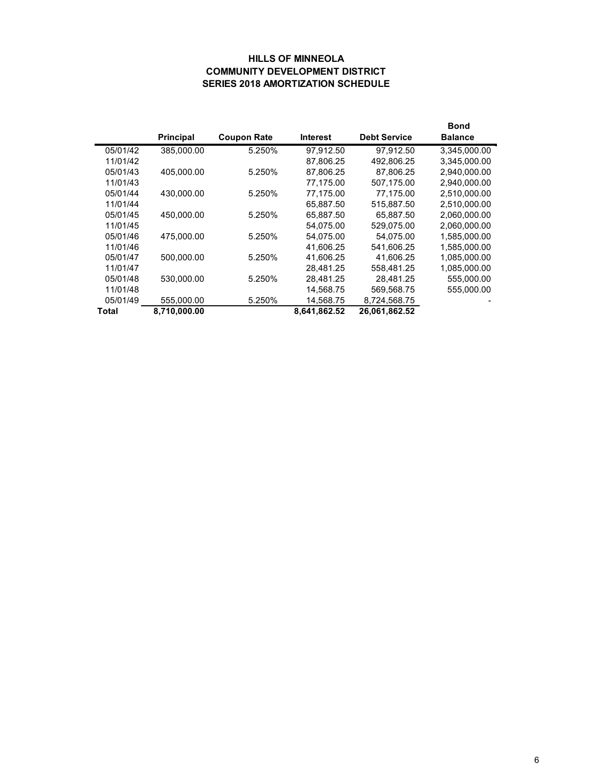# HILLS OF MINNEOLA
## COMMUNITY DEVELOPMENT DISTRICT
## SERIES 2018 AMORTIZATION SCHEDULE

| | Principal | Coupon Rate | Interest | Debt Service | Bond Balance |
|---|---|---|---|---|---|
| 05/01/42 | 385,000.00 | 5.250% | 97,912.50 | 97,912.50 | 3,345,000.00 |
| 11/01/42 | | | 87,806.25 | 492,806.25 | 3,345,000.00 |
| 05/01/43 | 405,000.00 | 5.250% | 87,806.25 | 87,806.25 | 2,940,000.00 |
| 11/01/43 | | | 77,175.00 | 507,175.00 | 2,940,000.00 |
| 05/01/44 | 430,000.00 | 5.250% | 77,175.00 | 77,175.00 | 2,510,000.00 |
| 11/01/44 | | | 65,887.50 | 515,887.50 | 2,510,000.00 |
| 05/01/45 | 450,000.00 | 5.250% | 65,887.50 | 65,887.50 | 2,060,000.00 |
| 11/01/45 | | | 54,075.00 | 529,075.00 | 2,060,000.00 |
| 05/01/46 | 475,000.00 | 5.250% | 54,075.00 | 54,075.00 | 1,585,000.00 |
| 11/01/46 | | | 41,606.25 | 541,606.25 | 1,585,000.00 |
| 05/01/47 | 500,000.00 | 5.250% | 41,606.25 | 41,606.25 | 1,085,000.00 |
| 11/01/47 | | | 28,481.25 | 558,481.25 | 1,085,000.00 |
| 05/01/48 | 530,000.00 | 5.250% | 28,481.25 | 28,481.25 | 555,000.00 |
| 11/01/48 | | | 14,568.75 | 569,568.75 | 555,000.00 |
| 05/01/49 | 555,000.00 | 5.250% | 14,568.75 | 8,724,568.75 | - |
| **Total** | **8,710,000.00** | | **8,641,862.52** | **26,061,862.52** | |